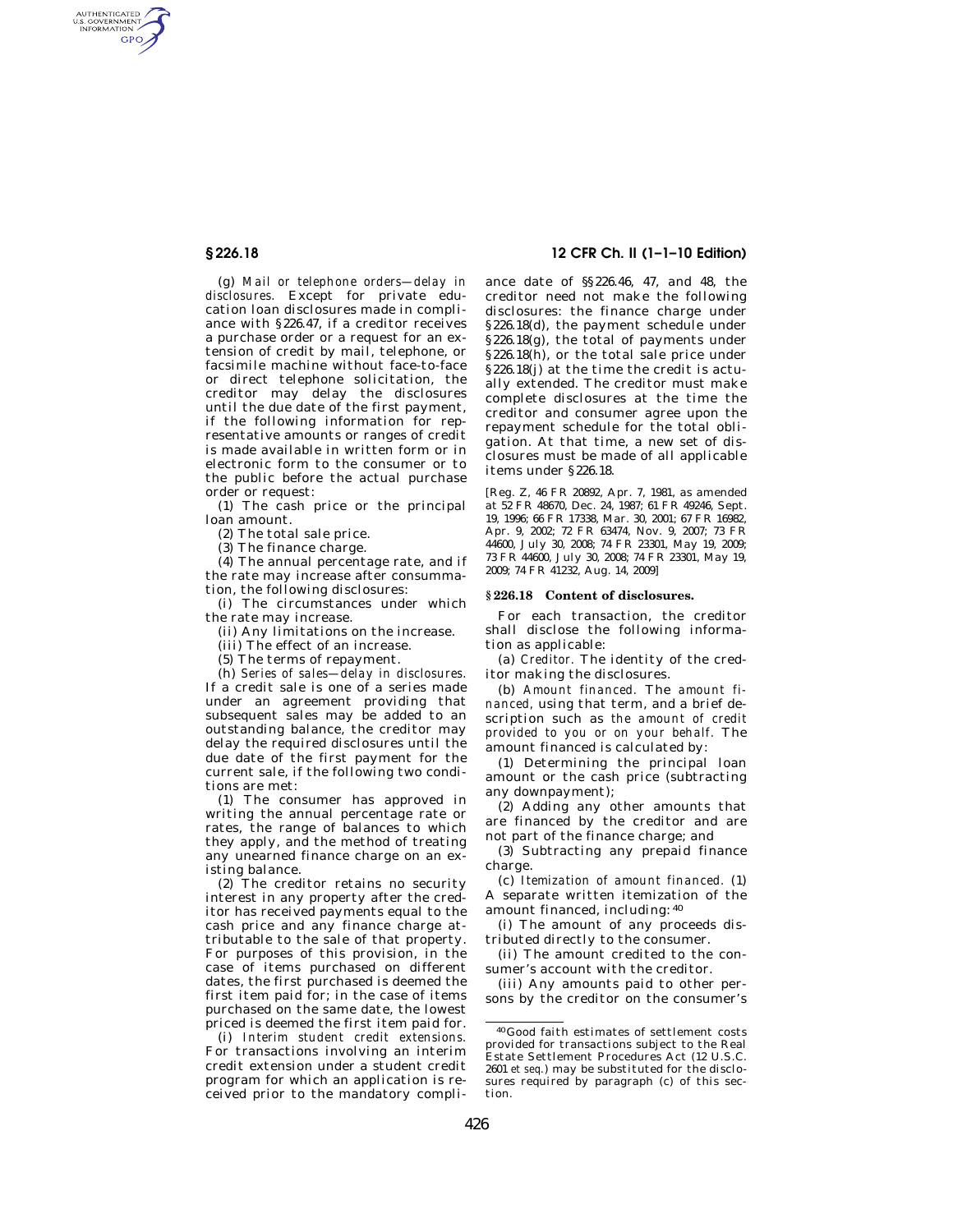(g) *Mail or telephone orders—delay in disclosures.* Except for private education loan disclosures made in compliance with §226.47, if a creditor receives a purchase order or a request for an extension of credit by mail, telephone, or facsimile machine without face-to-face or direct telephone solicitation, the creditor may delay the disclosures until the due date of the first payment, if the following information for representative amounts or ranges of credit is made available in written form or in electronic form to the consumer or to the public before the actual purchase order or request:

(1) The cash price or the principal loan amount.

(2) The total sale price.

(3) The finance charge.

(4) The annual percentage rate, and if the rate may increase after consummation, the following disclosures:

(i) The circumstances under which the rate may increase.

(ii) Any limitations on the increase.

(iii) The effect of an increase.

(5) The terms of repayment.

(h) *Series of sales—delay in disclosures.* If a credit sale is one of a series made under an agreement providing that subsequent sales may be added to an outstanding balance, the creditor may delay the required disclosures until the due date of the first payment for the current sale, if the following two conditions are met:

(1) The consumer has approved in writing the annual percentage rate or rates, the range of balances to which they apply, and the method of treating any unearned finance charge on an existing balance.

(2) The creditor retains no security interest in any property after the creditor has received payments equal to the cash price and any finance charge attributable to the sale of that property. For purposes of this provision, in the case of items purchased on different dates, the first purchased is deemed the first item paid for; in the case of items purchased on the same date, the lowest priced is deemed the first item paid for.

(i) *Interim student credit extensions.* For transactions involving an interim credit extension under a student credit program for which an application is received prior to the mandatory compliance date of §§226.46, 47, and 48, the creditor need not make the following disclosures: the finance charge under §226.18(d), the payment schedule under §226.18(g), the total of payments under §226.18(h), or the total sale price under §226.18(j) at the time the credit is actually extended. The creditor must make complete disclosures at the time the creditor and consumer agree upon the repayment schedule for the total obligation. At that time, a new set of disclosures must be made of all applicable items under §226.18.

[Reg. Z, 46 FR 20892, Apr. 7, 1981, as amended at 52 FR 48670, Dec. 24, 1987; 61 FR 49246, Sept. 19, 1996; 66 FR 17338, Mar. 30, 2001; 67 FR 16982, Apr. 9, 2002; 72 FR 63474, Nov. 9, 2007; 73 FR 44600, July 30, 2008; 74 FR 23301, May 19, 2009; 73 FR 44600, July 30, 2008; 74 FR 23301, May 19, 2009; 74 FR 41232, Aug. 14, 2009]

## §226.18 Content of disclosures.

For each transaction, the creditor shall disclose the following information as applicable:

(a) *Creditor.* The identity of the creditor making the disclosures.

(b) *Amount financed.* The *amount financed,* using that term, and a brief description such as *the amount of credit provided to you or on your behalf.* The amount financed is calculated by:

(1) Determining the principal loan amount or the cash price (subtracting any downpayment);

(2) Adding any other amounts that are financed by the creditor and are not part of the finance charge; and

(3) Subtracting any prepaid finance charge.

(c) *Itemization of amount financed.* (1) A separate written itemization of the amount financed, including: [40]

(i) The amount of any proceeds distributed directly to the consumer.

(ii) The amount credited to the consumer's account with the creditor.

(iii) Any amounts paid to other persons by the creditor on the consumer's

---

[40] Good faith estimates of settlement costs provided for transactions subject to the Real Estate Settlement Procedures Act (12 U.S.C. 2601 *et seq.*) may be substituted for the disclosures required by paragraph (c) of this section.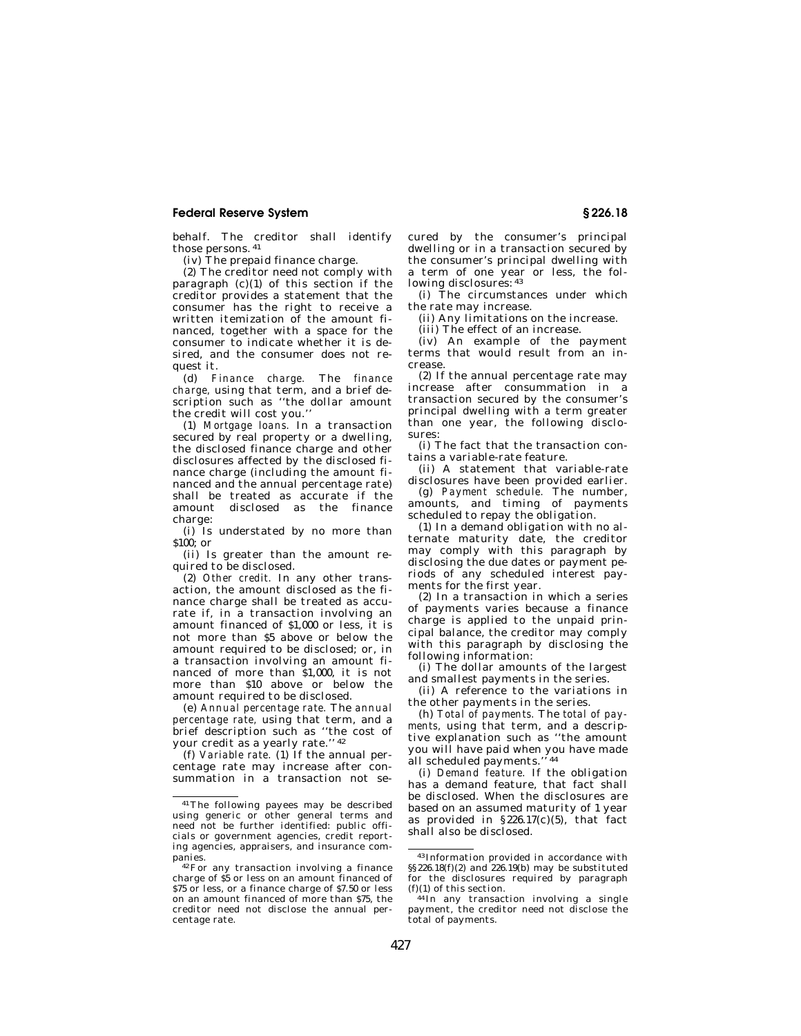behalf. The creditor shall identify those persons.[41]

(iv) The prepaid finance charge.

(2) The creditor need not comply with paragraph (c)(1) of this section if the creditor provides a statement that the consumer has the right to receive a written itemization of the amount financed, together with a space for the consumer to indicate whether it is desired, and the consumer does not request it.

(d) *Finance charge.* The *finance charge,* using that term, and a brief description such as ''the dollar amount the credit will cost you.''

(1) *Mortgage loans.* In a transaction secured by real property or a dwelling, the disclosed finance charge and other disclosures affected by the disclosed finance charge (including the amount financed and the annual percentage rate) shall be treated as accurate if the amount disclosed as the finance charge:

(i) Is understated by no more than $100; or

(ii) Is greater than the amount required to be disclosed.

(2) *Other credit.* In any other transaction, the amount disclosed as the finance charge shall be treated as accurate if, in a transaction involving an amount financed of $1,000 or less, it is not more than $5 above or below the amount required to be disclosed; or, in a transaction involving an amount financed of more than $1,000, it is not more than $10 above or below the amount required to be disclosed.

(e) *Annual percentage rate.* The *annual percentage rate,* using that term, and a brief description such as ''the cost of your credit as a yearly rate.''[42]

(f) *Variable rate.* (1) If the annual percentage rate may increase after consummation in a transaction not secured by the consumer's principal dwelling or in a transaction secured by the consumer's principal dwelling with a term of one year or less, the following disclosures:[43]

(i) The circumstances under which the rate may increase.

(ii) Any limitations on the increase.

(iii) The effect of an increase.

(iv) An example of the payment terms that would result from an increase.

(2) If the annual percentage rate may increase after consummation in a transaction secured by the consumer's principal dwelling with a term greater than one year, the following disclosures:

(i) The fact that the transaction contains a variable-rate feature.

(ii) A statement that variable-rate disclosures have been provided earlier.

(g) *Payment schedule.* The number, amounts, and timing of payments scheduled to repay the obligation.

(1) In a demand obligation with no alternate maturity date, the creditor may comply with this paragraph by disclosing the due dates or payment periods of any scheduled interest payments for the first year.

(2) In a transaction in which a series of payments varies because a finance charge is applied to the unpaid principal balance, the creditor may comply with this paragraph by disclosing the following information:

(i) The dollar amounts of the largest and smallest payments in the series.

(ii) A reference to the variations in the other payments in the series.

(h) *Total of payments.* The *total of payments,* using that term, and a descriptive explanation such as ''the amount you will have paid when you have made all scheduled payments.''[44]

(i) *Demand feature.* If the obligation has a demand feature, that fact shall be disclosed. When the disclosures are based on an assumed maturity of 1 year as provided in §226.17(c)(5), that fact shall also be disclosed.

---

[41] The following payees may be described using generic or other general terms and need not be further identified: public officials or government agencies, credit reporting agencies, appraisers, and insurance companies.

[42] For any transaction involving a finance charge of $5 or less on an amount financed of $75 or less, or a finance charge of $7.50 or less on an amount financed of more than $75, the creditor need not disclose the annual percentage rate.

[43] Information provided in accordance with §§226.18(f)(2) and 226.19(b) may be substituted for the disclosures required by paragraph (f)(1) of this section.

[44] In any transaction involving a single payment, the creditor need not disclose the total of payments.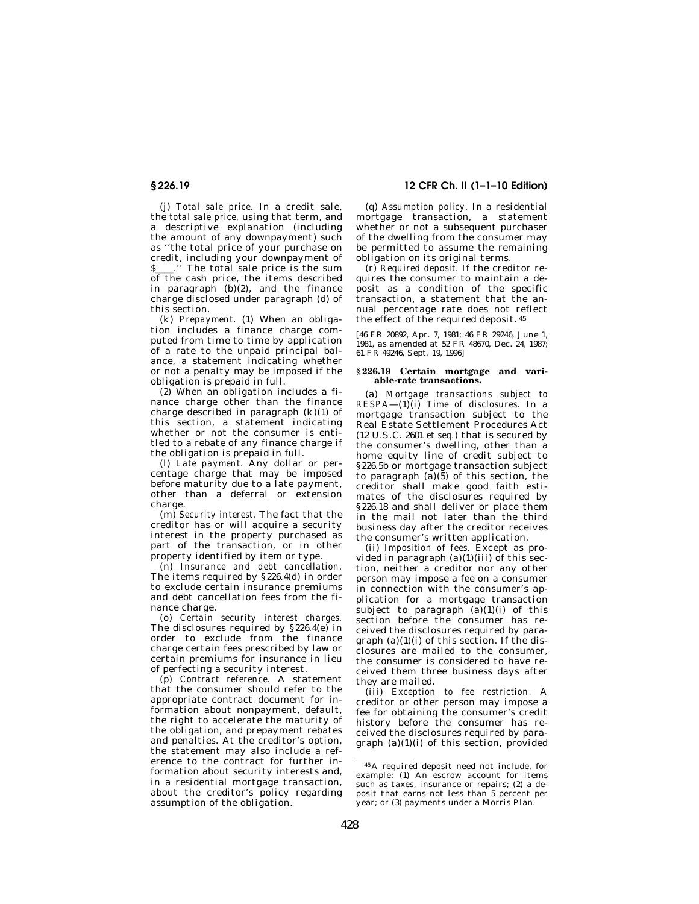(j) *Total sale price.* In a credit sale, the *total sale price,* using that term, and a descriptive explanation (including the amount of any downpayment) such as ''the total price of your purchase on credit, including your downpayment of $____.'' The total sale price is the sum of the cash price, the items described in paragraph (b)(2), and the finance charge disclosed under paragraph (d) of this section.

(k) *Prepayment.* (1) When an obligation includes a finance charge computed from time to time by application of a rate to the unpaid principal balance, a statement indicating whether or not a penalty may be imposed if the obligation is prepaid in full.

(2) When an obligation includes a finance charge other than the finance charge described in paragraph (k)(1) of this section, a statement indicating whether or not the consumer is entitled to a rebate of any finance charge if the obligation is prepaid in full.

(l) *Late payment.* Any dollar or percentage charge that may be imposed before maturity due to a late payment, other than a deferral or extension charge.

(m) *Security interest.* The fact that the creditor has or will acquire a security interest in the property purchased as part of the transaction, or in other property identified by item or type.

(n) *Insurance and debt cancellation.* The items required by §226.4(d) in order to exclude certain insurance premiums and debt cancellation fees from the finance charge.

(o) *Certain security interest charges.* The disclosures required by §226.4(e) in order to exclude from the finance charge certain fees prescribed by law or certain premiums for insurance in lieu of perfecting a security interest.

(p) *Contract reference.* A statement that the consumer should refer to the appropriate contract document for information about nonpayment, default, the right to accelerate the maturity of the obligation, and prepayment rebates and penalties. At the creditor's option, the statement may also include a reference to the contract for further information about security interests and, in a residential mortgage transaction, about the creditor's policy regarding assumption of the obligation.

(q) *Assumption policy.* In a residential mortgage transaction, a statement whether or not a subsequent purchaser of the dwelling from the consumer may be permitted to assume the remaining obligation on its original terms.

(r) *Required deposit.* If the creditor requires the consumer to maintain a deposit as a condition of the specific transaction, a statement that the annual percentage rate does not reflect the effect of the required deposit.[45]

[46 FR 20892, Apr. 7, 1981; 46 FR 29246, June 1, 1981, as amended at 52 FR 48670, Dec. 24, 1987; 61 FR 49246, Sept. 19, 1996]

## §226.19 Certain mortgage and variable-rate transactions.

(a) *Mortgage transactions subject to RESPA*—(1)(i) *Time of disclosures.* In a mortgage transaction subject to the Real Estate Settlement Procedures Act (12 U.S.C. 2601 *et seq.*) that is secured by the consumer's dwelling, other than a home equity line of credit subject to §226.5b or mortgage transaction subject to paragraph (a)(5) of this section, the creditor shall make good faith estimates of the disclosures required by §226.18 and shall deliver or place them in the mail not later than the third business day after the creditor receives the consumer's written application.

(ii) *Imposition of fees.* Except as provided in paragraph (a)(1)(iii) of this section, neither a creditor nor any other person may impose a fee on a consumer in connection with the consumer's application for a mortgage transaction subject to paragraph (a)(1)(i) of this section before the consumer has received the disclosures required by paragraph (a)(1)(i) of this section. If the disclosures are mailed to the consumer, the consumer is considered to have received them three business days after they are mailed.

(iii) *Exception to fee restriction.* A creditor or other person may impose a fee for obtaining the consumer's credit history before the consumer has received the disclosures required by paragraph (a)(1)(i) of this section, provided

[45] A required deposit need not include, for example: (1) An escrow account for items such as taxes, insurance or repairs; (2) a deposit that earns not less than 5 percent per year; or (3) payments under a Morris Plan.